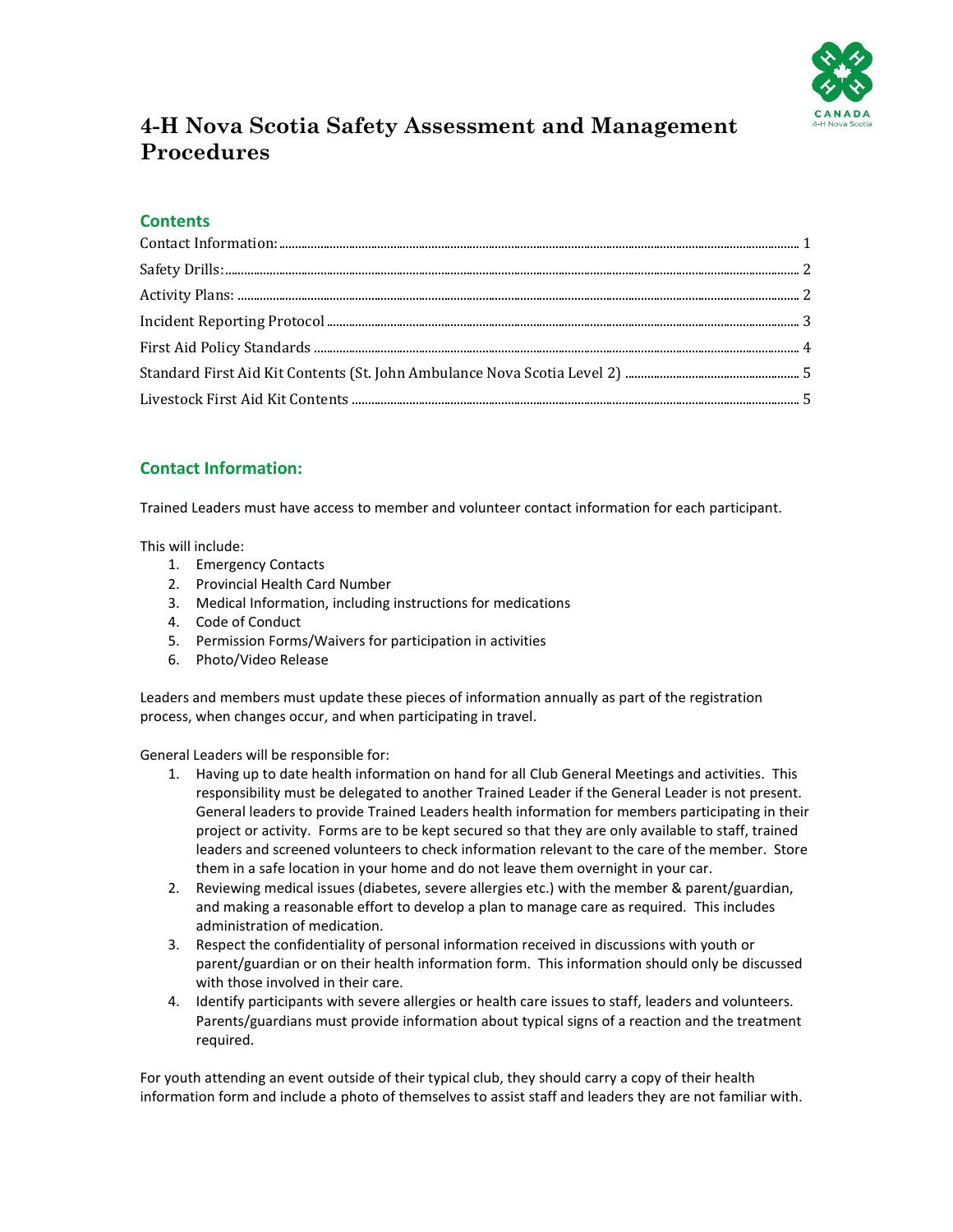# 4-H Nova Scotia Safety Assessment and Management Procedures

## Contents

Contact Information: ........ 1
Safety Drills: ........ 2
Activity Plans: ........ 2
Incident Reporting Protocol ........ 3
First Aid Policy Standards ........ 4
Standard First Aid Kit Contents (St. John Ambulance Nova Scotia Level 2) ........ 5
Livestock First Aid Kit Contents ........ 5

## Contact Information:

Trained Leaders must have access to member and volunteer contact information for each participant.

This will include:

1. Emergency Contacts
2. Provincial Health Card Number
3. Medical Information, including instructions for medications
4. Code of Conduct
5. Permission Forms/Waivers for participation in activities
6. Photo/Video Release

Leaders and members must update these pieces of information annually as part of the registration process, when changes occur, and when participating in travel.

General Leaders will be responsible for:

1. Having up to date health information on hand for all Club General Meetings and activities. This responsibility must be delegated to another Trained Leader if the General Leader is not present. General leaders to provide Trained Leaders health information for members participating in their project or activity. Forms are to be kept secured so that they are only available to staff, trained leaders and screened volunteers to check information relevant to the care of the member. Store them in a safe location in your home and do not leave them overnight in your car.
2. Reviewing medical issues (diabetes, severe allergies etc.) with the member & parent/guardian, and making a reasonable effort to develop a plan to manage care as required. This includes administration of medication.
3. Respect the confidentiality of personal information received in discussions with youth or parent/guardian or on their health information form. This information should only be discussed with those involved in their care.
4. Identify participants with severe allergies or health care issues to staff, leaders and volunteers. Parents/guardians must provide information about typical signs of a reaction and the treatment required.

For youth attending an event outside of their typical club, they should carry a copy of their health information form and include a photo of themselves to assist staff and leaders they are not familiar with.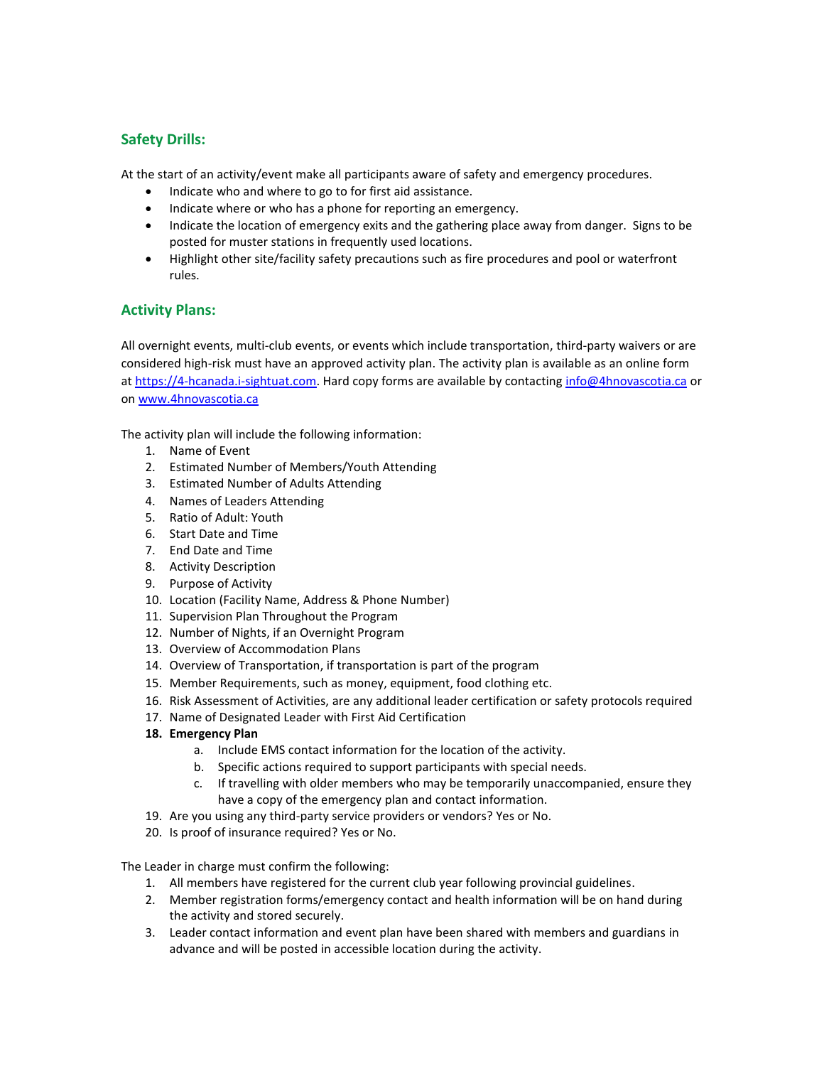## Safety Drills:

At the start of an activity/event make all participants aware of safety and emergency procedures.

- Indicate who and where to go to for first aid assistance.
- Indicate where or who has a phone for reporting an emergency.
- Indicate the location of emergency exits and the gathering place away from danger. Signs to be posted for muster stations in frequently used locations.
- Highlight other site/facility safety precautions such as fire procedures and pool or waterfront rules.

## Activity Plans:

All overnight events, multi-club events, or events which include transportation, third-party waivers or are considered high-risk must have an approved activity plan. The activity plan is available as an online form at https://4-hcanada.i-sightuat.com. Hard copy forms are available by contacting info@4hnovascotia.ca or on www.4hnovascotia.ca

The activity plan will include the following information:

1. Name of Event
2. Estimated Number of Members/Youth Attending
3. Estimated Number of Adults Attending
4. Names of Leaders Attending
5. Ratio of Adult: Youth
6. Start Date and Time
7. End Date and Time
8. Activity Description
9. Purpose of Activity
10. Location (Facility Name, Address & Phone Number)
11. Supervision Plan Throughout the Program
12. Number of Nights, if an Overnight Program
13. Overview of Accommodation Plans
14. Overview of Transportation, if transportation is part of the program
15. Member Requirements, such as money, equipment, food clothing etc.
16. Risk Assessment of Activities, are any additional leader certification or safety protocols required
17. Name of Designated Leader with First Aid Certification
18. **Emergency Plan**
    a. Include EMS contact information for the location of the activity.
    b. Specific actions required to support participants with special needs.
    c. If travelling with older members who may be temporarily unaccompanied, ensure they have a copy of the emergency plan and contact information.
19. Are you using any third-party service providers or vendors? Yes or No.
20. Is proof of insurance required? Yes or No.

The Leader in charge must confirm the following:

1. All members have registered for the current club year following provincial guidelines.
2. Member registration forms/emergency contact and health information will be on hand during the activity and stored securely.
3. Leader contact information and event plan have been shared with members and guardians in advance and will be posted in accessible location during the activity.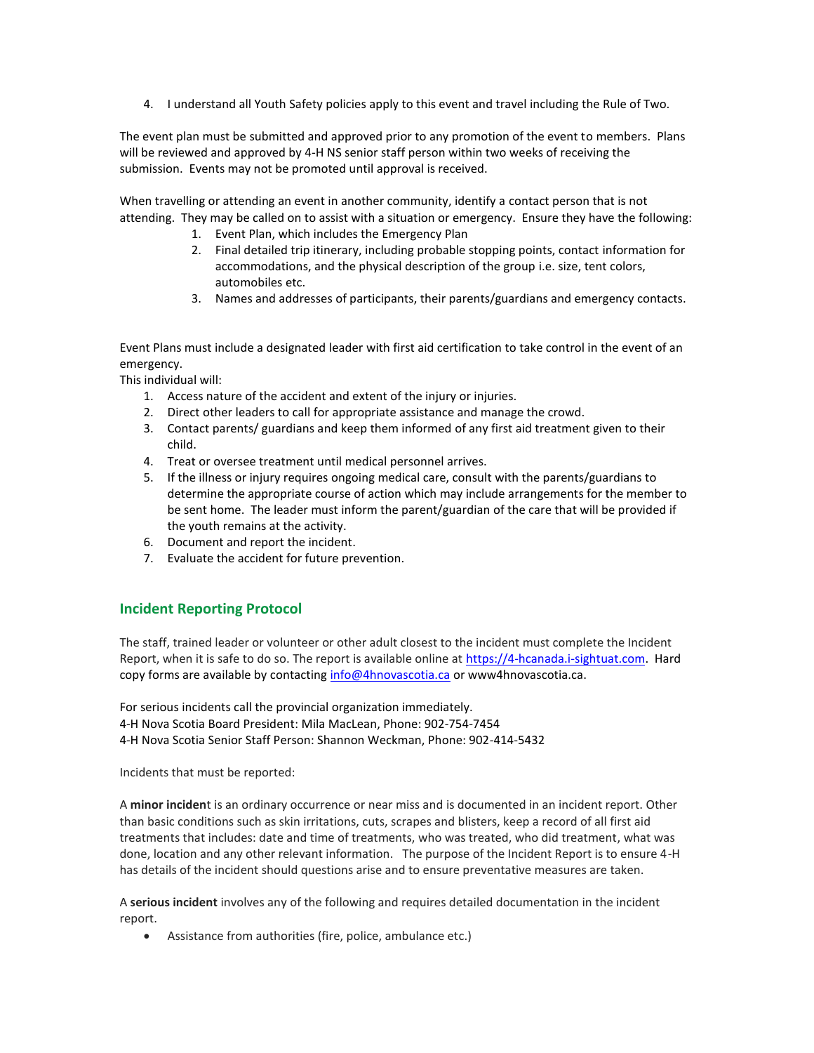4. I understand all Youth Safety policies apply to this event and travel including the Rule of Two.

The event plan must be submitted and approved prior to any promotion of the event to members. Plans will be reviewed and approved by 4-H NS senior staff person within two weeks of receiving the submission. Events may not be promoted until approval is received.

When travelling or attending an event in another community, identify a contact person that is not attending. They may be called on to assist with a situation or emergency. Ensure they have the following:

1. Event Plan, which includes the Emergency Plan
2. Final detailed trip itinerary, including probable stopping points, contact information for accommodations, and the physical description of the group i.e. size, tent colors, automobiles etc.
3. Names and addresses of participants, their parents/guardians and emergency contacts.

Event Plans must include a designated leader with first aid certification to take control in the event of an emergency.

This individual will:

1. Access nature of the accident and extent of the injury or injuries.
2. Direct other leaders to call for appropriate assistance and manage the crowd.
3. Contact parents/ guardians and keep them informed of any first aid treatment given to their child.
4. Treat or oversee treatment until medical personnel arrives.
5. If the illness or injury requires ongoing medical care, consult with the parents/guardians to determine the appropriate course of action which may include arrangements for the member to be sent home. The leader must inform the parent/guardian of the care that will be provided if the youth remains at the activity.
6. Document and report the incident.
7. Evaluate the accident for future prevention.

## Incident Reporting Protocol

The staff, trained leader or volunteer or other adult closest to the incident must complete the Incident Report, when it is safe to do so. The report is available online at https://4-hcanada.i-sightuat.com. Hard copy forms are available by contacting info@4hnovascotia.ca or www4hnovascotia.ca.

For serious incidents call the provincial organization immediately.
4-H Nova Scotia Board President: Mila MacLean, Phone: 902-754-7454
4-H Nova Scotia Senior Staff Person: Shannon Weckman, Phone: 902-414-5432

Incidents that must be reported:

A **minor inciden**t is an ordinary occurrence or near miss and is documented in an incident report. Other than basic conditions such as skin irritations, cuts, scrapes and blisters, keep a record of all first aid treatments that includes: date and time of treatments, who was treated, who did treatment, what was done, location and any other relevant information. The purpose of the Incident Report is to ensure 4-H has details of the incident should questions arise and to ensure preventative measures are taken.

A **serious incident** involves any of the following and requires detailed documentation in the incident report.

- Assistance from authorities (fire, police, ambulance etc.)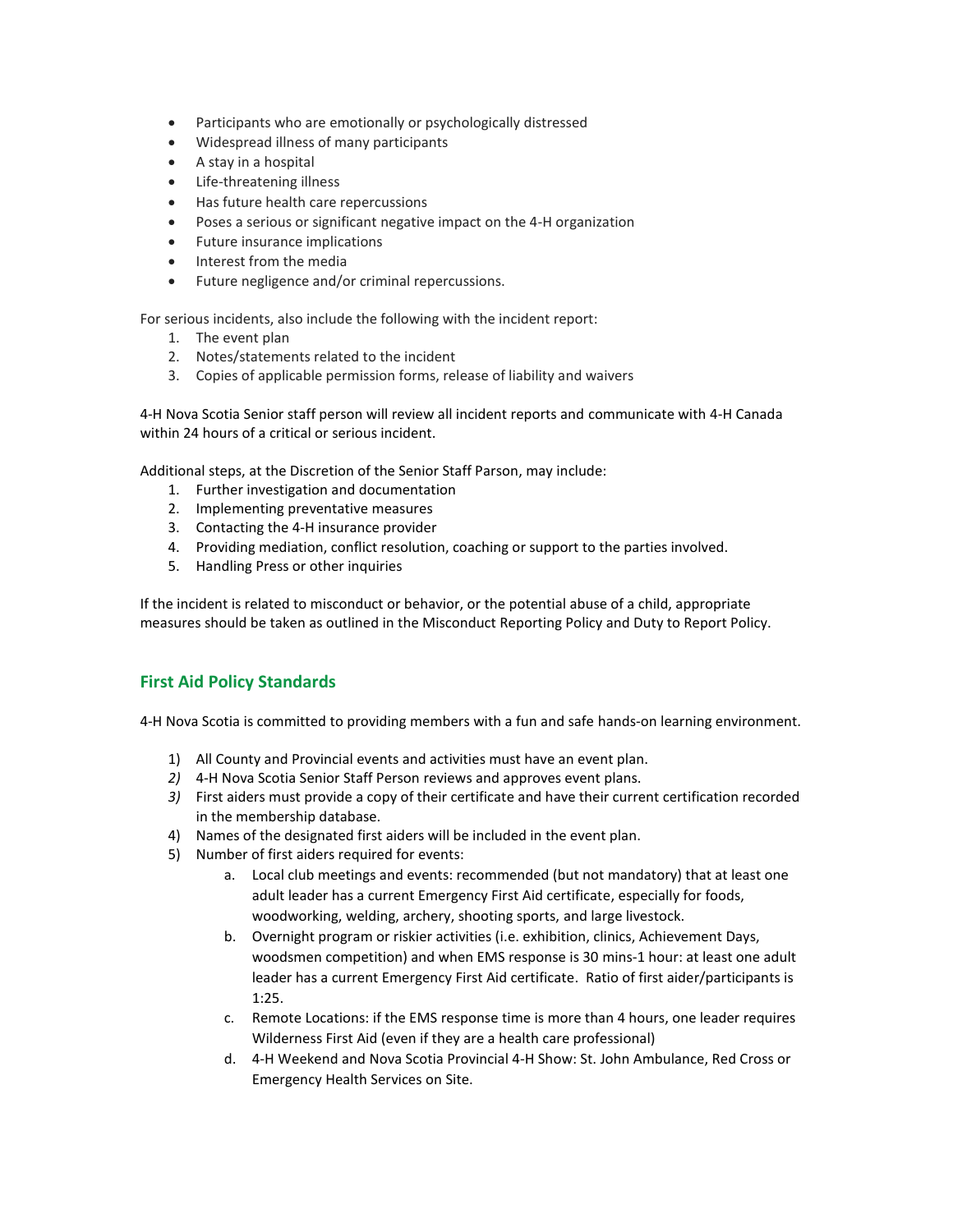- Participants who are emotionally or psychologically distressed
- Widespread illness of many participants
- A stay in a hospital
- Life-threatening illness
- Has future health care repercussions
- Poses a serious or significant negative impact on the 4-H organization
- Future insurance implications
- Interest from the media
- Future negligence and/or criminal repercussions.

For serious incidents, also include the following with the incident report:

1. The event plan
2. Notes/statements related to the incident
3. Copies of applicable permission forms, release of liability and waivers

4-H Nova Scotia Senior staff person will review all incident reports and communicate with 4-H Canada within 24 hours of a critical or serious incident.

Additional steps, at the Discretion of the Senior Staff Parson, may include:

1. Further investigation and documentation
2. Implementing preventative measures
3. Contacting the 4-H insurance provider
4. Providing mediation, conflict resolution, coaching or support to the parties involved.
5. Handling Press or other inquiries

If the incident is related to misconduct or behavior, or the potential abuse of a child, appropriate measures should be taken as outlined in the Misconduct Reporting Policy and Duty to Report Policy.

## First Aid Policy Standards

4-H Nova Scotia is committed to providing members with a fun and safe hands-on learning environment.

1) All County and Provincial events and activities must have an event plan.
2) 4-H Nova Scotia Senior Staff Person reviews and approves event plans.
3) First aiders must provide a copy of their certificate and have their current certification recorded in the membership database.
4) Names of the designated first aiders will be included in the event plan.
5) Number of first aiders required for events:
   a. Local club meetings and events: recommended (but not mandatory) that at least one adult leader has a current Emergency First Aid certificate, especially for foods, woodworking, welding, archery, shooting sports, and large livestock.
   b. Overnight program or riskier activities (i.e. exhibition, clinics, Achievement Days, woodsmen competition) and when EMS response is 30 mins-1 hour: at least one adult leader has a current Emergency First Aid certificate. Ratio of first aider/participants is 1:25.
   c. Remote Locations: if the EMS response time is more than 4 hours, one leader requires Wilderness First Aid (even if they are a health care professional)
   d. 4-H Weekend and Nova Scotia Provincial 4-H Show: St. John Ambulance, Red Cross or Emergency Health Services on Site.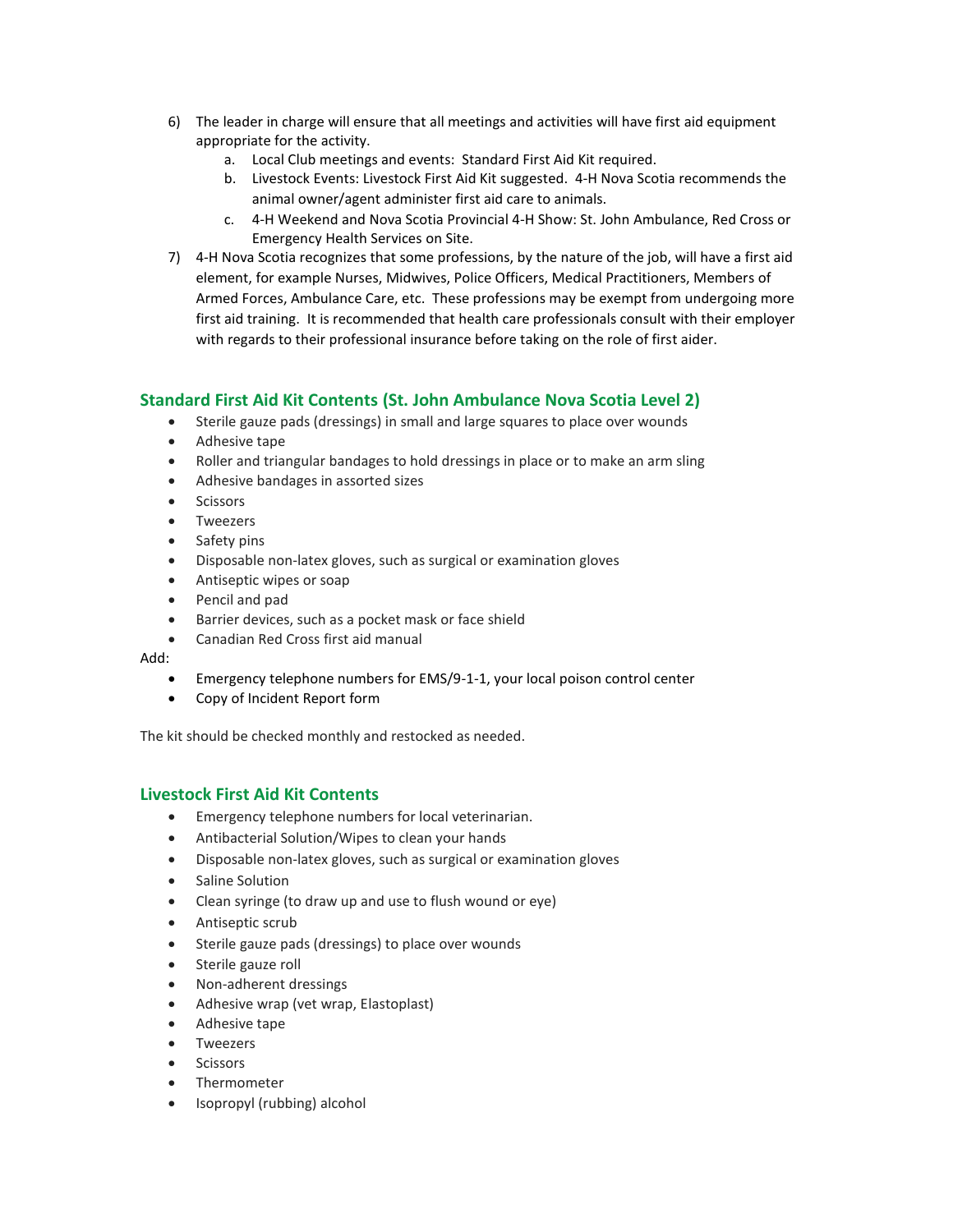6) The leader in charge will ensure that all meetings and activities will have first aid equipment appropriate for the activity.
    a. Local Club meetings and events: Standard First Aid Kit required.
    b. Livestock Events: Livestock First Aid Kit suggested. 4-H Nova Scotia recommends the animal owner/agent administer first aid care to animals.
    c. 4-H Weekend and Nova Scotia Provincial 4-H Show: St. John Ambulance, Red Cross or Emergency Health Services on Site.
7) 4-H Nova Scotia recognizes that some professions, by the nature of the job, will have a first aid element, for example Nurses, Midwives, Police Officers, Medical Practitioners, Members of Armed Forces, Ambulance Care, etc. These professions may be exempt from undergoing more first aid training. It is recommended that health care professionals consult with their employer with regards to their professional insurance before taking on the role of first aider.

## Standard First Aid Kit Contents (St. John Ambulance Nova Scotia Level 2)

- Sterile gauze pads (dressings) in small and large squares to place over wounds
- Adhesive tape
- Roller and triangular bandages to hold dressings in place or to make an arm sling
- Adhesive bandages in assorted sizes
- Scissors
- Tweezers
- Safety pins
- Disposable non-latex gloves, such as surgical or examination gloves
- Antiseptic wipes or soap
- Pencil and pad
- Barrier devices, such as a pocket mask or face shield
- Canadian Red Cross first aid manual

Add:

- Emergency telephone numbers for EMS/9-1-1, your local poison control center
- Copy of Incident Report form

The kit should be checked monthly and restocked as needed.

## Livestock First Aid Kit Contents

- Emergency telephone numbers for local veterinarian.
- Antibacterial Solution/Wipes to clean your hands
- Disposable non-latex gloves, such as surgical or examination gloves
- Saline Solution
- Clean syringe (to draw up and use to flush wound or eye)
- Antiseptic scrub
- Sterile gauze pads (dressings) to place over wounds
- Sterile gauze roll
- Non-adherent dressings
- Adhesive wrap (vet wrap, Elastoplast)
- Adhesive tape
- Tweezers
- Scissors
- Thermometer
- Isopropyl (rubbing) alcohol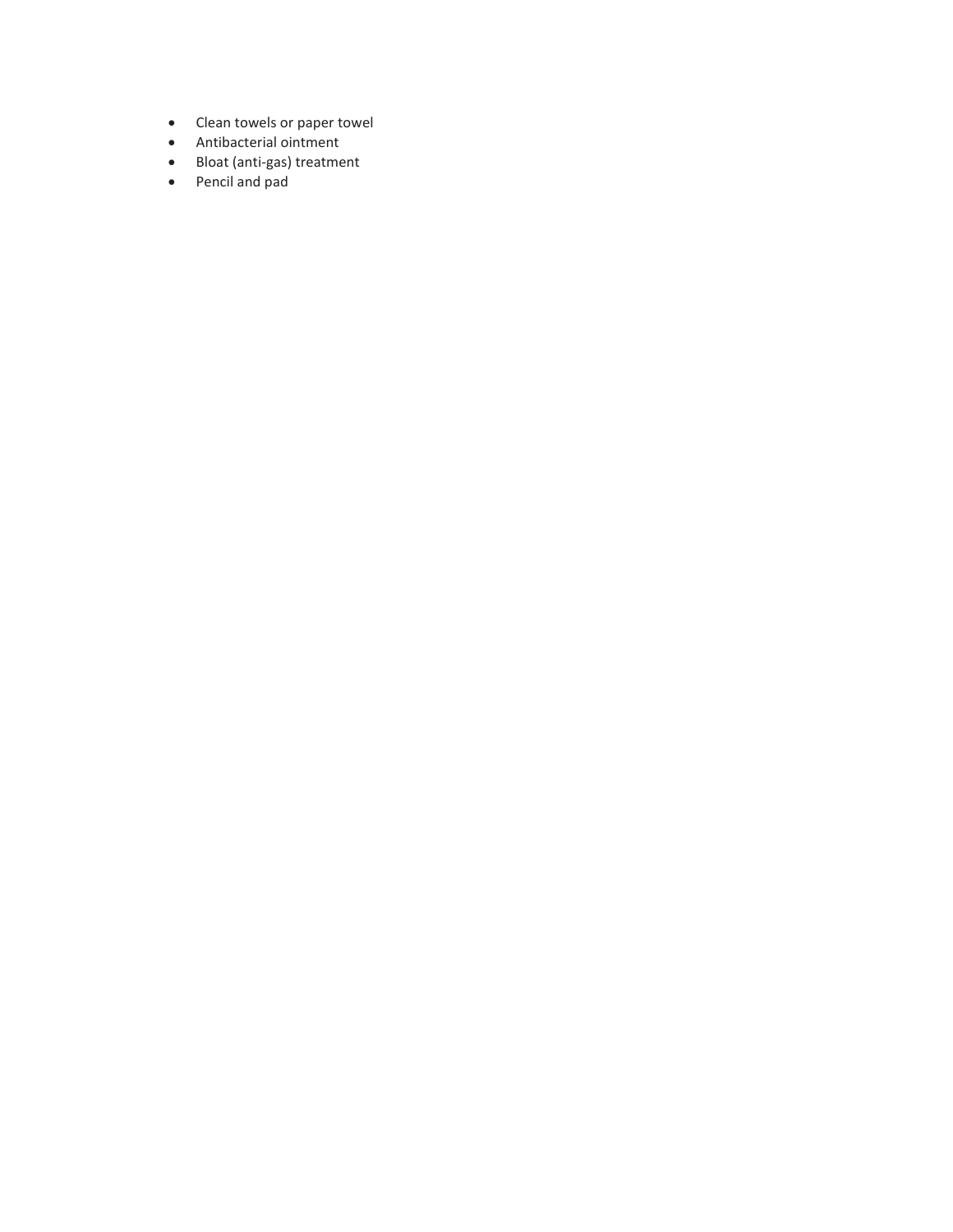- Clean towels or paper towel
- Antibacterial ointment
- Bloat (anti-gas) treatment
- Pencil and pad